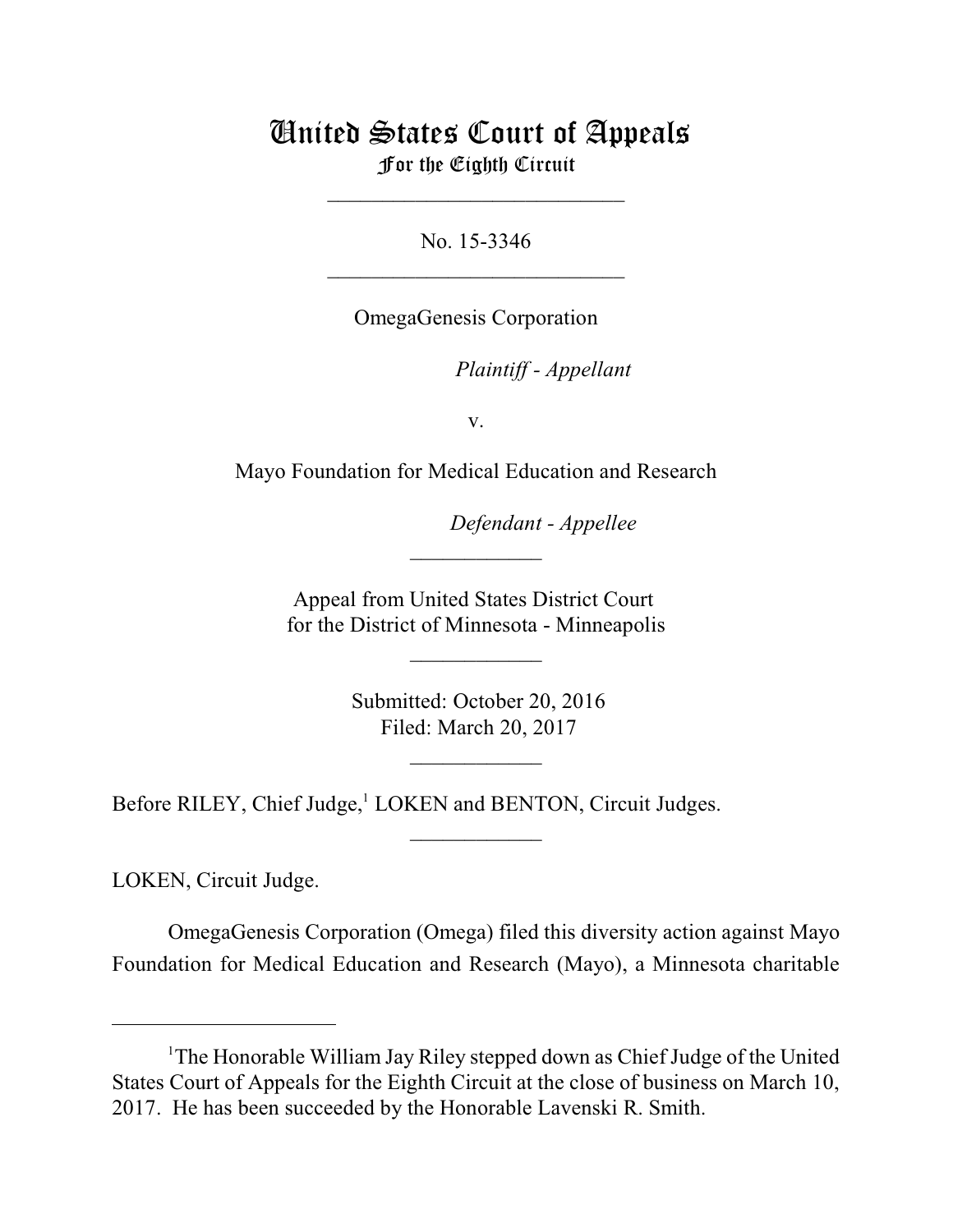# United States Court of Appeals
## For the Eighth Circuit

---

No. 15-3346

---

OmegaGenesis Corporation

*Plaintiff - Appellant*

v.

Mayo Foundation for Medical Education and Research

*Defendant - Appellee*

---

Appeal from United States District Court
for the District of Minnesota - Minneapolis

---

Submitted: October 20, 2016
Filed: March 20, 2017

---

Before RILEY, Chief Judge,[1] LOKEN and BENTON, Circuit Judges.

---

LOKEN, Circuit Judge.

OmegaGenesis Corporation (Omega) filed this diversity action against Mayo Foundation for Medical Education and Research (Mayo), a Minnesota charitable

---

[1]The Honorable William Jay Riley stepped down as Chief Judge of the United States Court of Appeals for the Eighth Circuit at the close of business on March 10, 2017. He has been succeeded by the Honorable Lavenski R. Smith.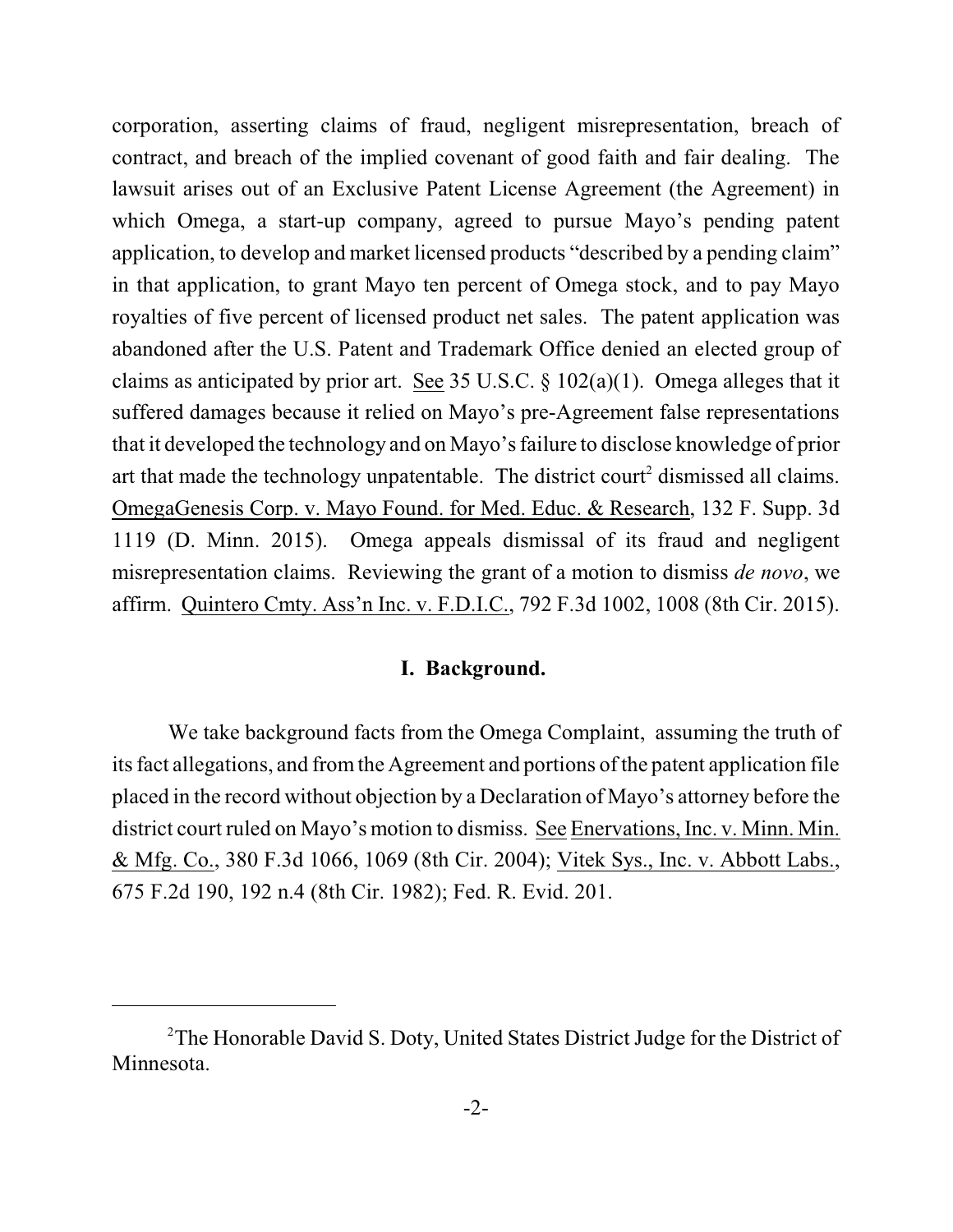corporation, asserting claims of fraud, negligent misrepresentation, breach of contract, and breach of the implied covenant of good faith and fair dealing. The lawsuit arises out of an Exclusive Patent License Agreement (the Agreement) in which Omega, a start-up company, agreed to pursue Mayo's pending patent application, to develop and market licensed products "described by a pending claim" in that application, to grant Mayo ten percent of Omega stock, and to pay Mayo royalties of five percent of licensed product net sales. The patent application was abandoned after the U.S. Patent and Trademark Office denied an elected group of claims as anticipated by prior art. See 35 U.S.C. § 102(a)(1). Omega alleges that it suffered damages because it relied on Mayo's pre-Agreement false representations that it developed the technology and on Mayo's failure to disclose knowledge of prior art that made the technology unpatentable. The district court[2] dismissed all claims. OmegaGenesis Corp. v. Mayo Found. for Med. Educ. & Research, 132 F. Supp. 3d 1119 (D. Minn. 2015). Omega appeals dismissal of its fraud and negligent misrepresentation claims. Reviewing the grant of a motion to dismiss *de novo*, we affirm. Quintero Cmty. Ass'n Inc. v. F.D.I.C., 792 F.3d 1002, 1008 (8th Cir. 2015).

## I. Background.

We take background facts from the Omega Complaint, assuming the truth of its fact allegations, and from the Agreement and portions of the patent application file placed in the record without objection by a Declaration of Mayo's attorney before the district court ruled on Mayo's motion to dismiss. See Enervations, Inc. v. Minn. Min. & Mfg. Co., 380 F.3d 1066, 1069 (8th Cir. 2004); Vitek Sys., Inc. v. Abbott Labs., 675 F.2d 190, 192 n.4 (8th Cir. 1982); Fed. R. Evid. 201.

---

[2]The Honorable David S. Doty, United States District Judge for the District of Minnesota.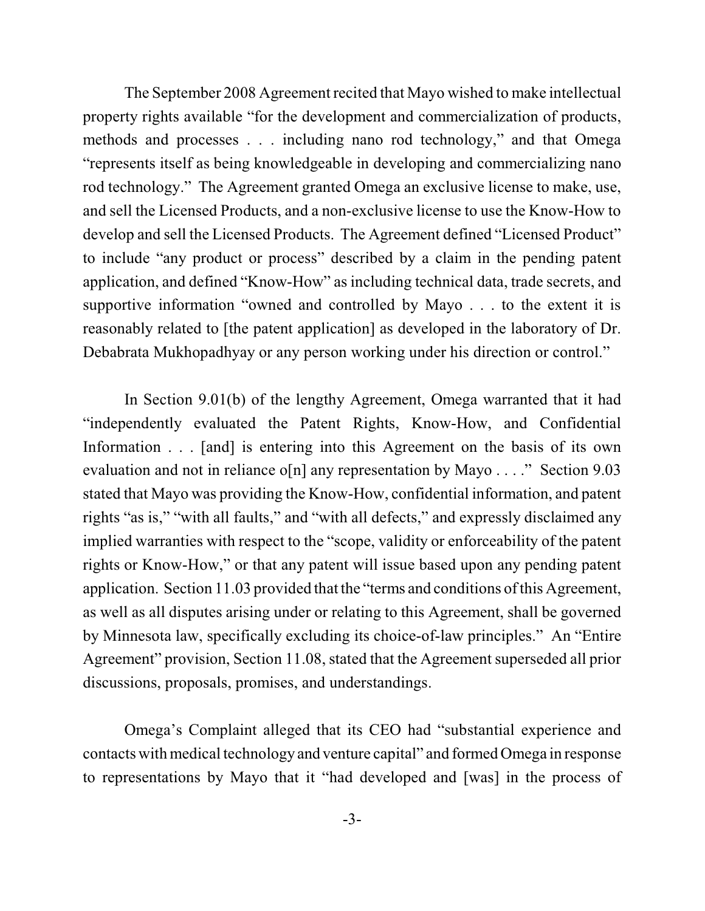The September 2008 Agreement recited that Mayo wished to make intellectual property rights available "for the development and commercialization of products, methods and processes . . . including nano rod technology," and that Omega "represents itself as being knowledgeable in developing and commercializing nano rod technology." The Agreement granted Omega an exclusive license to make, use, and sell the Licensed Products, and a non-exclusive license to use the Know-How to develop and sell the Licensed Products. The Agreement defined "Licensed Product" to include "any product or process" described by a claim in the pending patent application, and defined "Know-How" as including technical data, trade secrets, and supportive information "owned and controlled by Mayo . . . to the extent it is reasonably related to [the patent application] as developed in the laboratory of Dr. Debabrata Mukhopadhyay or any person working under his direction or control."

In Section 9.01(b) of the lengthy Agreement, Omega warranted that it had "independently evaluated the Patent Rights, Know-How, and Confidential Information . . . [and] is entering into this Agreement on the basis of its own evaluation and not in reliance o[n] any representation by Mayo . . . ." Section 9.03 stated that Mayo was providing the Know-How, confidential information, and patent rights "as is," "with all faults," and "with all defects," and expressly disclaimed any implied warranties with respect to the "scope, validity or enforceability of the patent rights or Know-How," or that any patent will issue based upon any pending patent application. Section 11.03 provided that the "terms and conditions of this Agreement, as well as all disputes arising under or relating to this Agreement, shall be governed by Minnesota law, specifically excluding its choice-of-law principles." An "Entire Agreement" provision, Section 11.08, stated that the Agreement superseded all prior discussions, proposals, promises, and understandings.

Omega's Complaint alleged that its CEO had "substantial experience and contacts with medical technology and venture capital" and formed Omega in response to representations by Mayo that it "had developed and [was] in the process of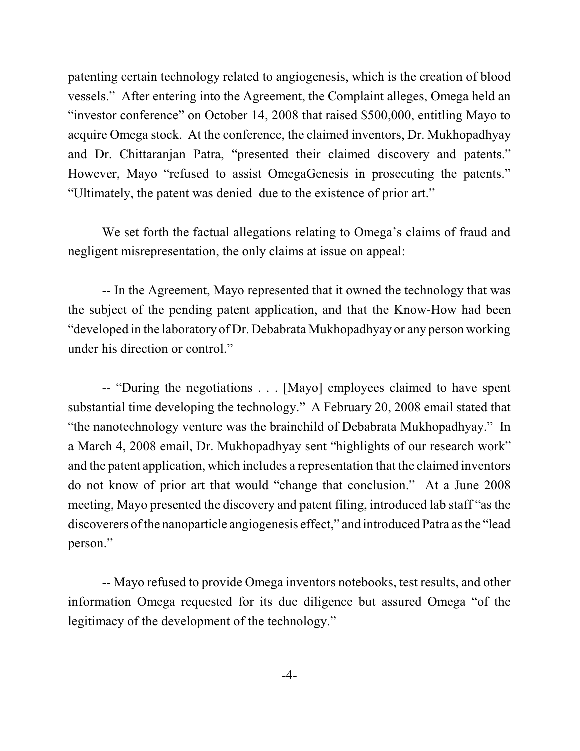patenting certain technology related to angiogenesis, which is the creation of blood vessels." After entering into the Agreement, the Complaint alleges, Omega held an "investor conference" on October 14, 2008 that raised $500,000, entitling Mayo to acquire Omega stock. At the conference, the claimed inventors, Dr. Mukhopadhyay and Dr. Chittaranjan Patra, "presented their claimed discovery and patents." However, Mayo "refused to assist OmegaGenesis in prosecuting the patents." "Ultimately, the patent was denied due to the existence of prior art."

We set forth the factual allegations relating to Omega's claims of fraud and negligent misrepresentation, the only claims at issue on appeal:

-- In the Agreement, Mayo represented that it owned the technology that was the subject of the pending patent application, and that the Know-How had been "developed in the laboratory of Dr. Debabrata Mukhopadhyay or any person working under his direction or control."

-- "During the negotiations . . . [Mayo] employees claimed to have spent substantial time developing the technology." A February 20, 2008 email stated that "the nanotechnology venture was the brainchild of Debabrata Mukhopadhyay." In a March 4, 2008 email, Dr. Mukhopadhyay sent "highlights of our research work" and the patent application, which includes a representation that the claimed inventors do not know of prior art that would "change that conclusion." At a June 2008 meeting, Mayo presented the discovery and patent filing, introduced lab staff "as the discoverers of the nanoparticle angiogenesis effect," and introduced Patra as the "lead person."

-- Mayo refused to provide Omega inventors notebooks, test results, and other information Omega requested for its due diligence but assured Omega "of the legitimacy of the development of the technology."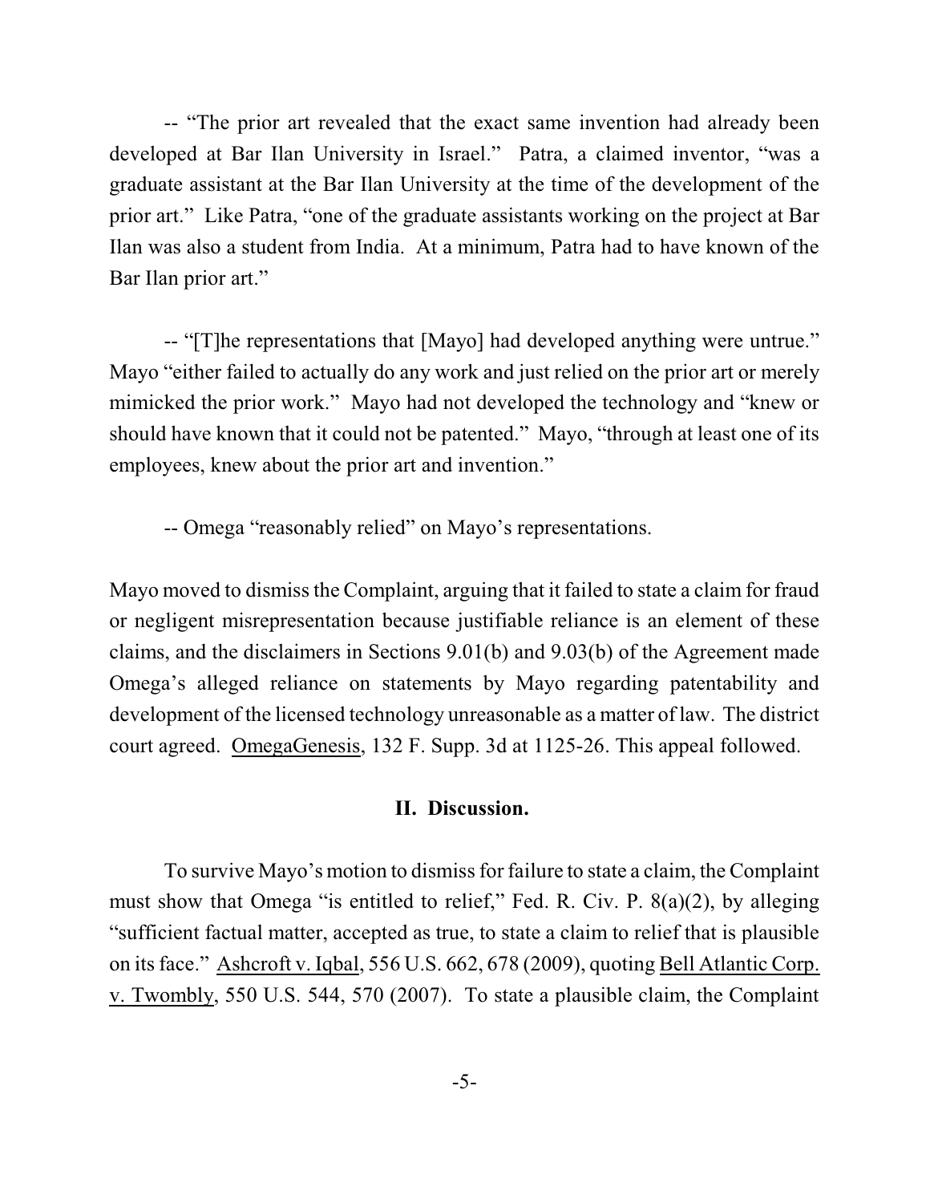-- "The prior art revealed that the exact same invention had already been developed at Bar Ilan University in Israel." Patra, a claimed inventor, "was a graduate assistant at the Bar Ilan University at the time of the development of the prior art." Like Patra, "one of the graduate assistants working on the project at Bar Ilan was also a student from India. At a minimum, Patra had to have known of the Bar Ilan prior art."

-- "[T]he representations that [Mayo] had developed anything were untrue." Mayo "either failed to actually do any work and just relied on the prior art or merely mimicked the prior work." Mayo had not developed the technology and "knew or should have known that it could not be patented." Mayo, "through at least one of its employees, knew about the prior art and invention."

-- Omega "reasonably relied" on Mayo's representations.

Mayo moved to dismiss the Complaint, arguing that it failed to state a claim for fraud or negligent misrepresentation because justifiable reliance is an element of these claims, and the disclaimers in Sections 9.01(b) and 9.03(b) of the Agreement made Omega's alleged reliance on statements by Mayo regarding patentability and development of the licensed technology unreasonable as a matter of law. The district court agreed. OmegaGenesis, 132 F. Supp. 3d at 1125-26. This appeal followed.

## II. Discussion.

To survive Mayo's motion to dismiss for failure to state a claim, the Complaint must show that Omega "is entitled to relief," Fed. R. Civ. P. 8(a)(2), by alleging "sufficient factual matter, accepted as true, to state a claim to relief that is plausible on its face." Ashcroft v. Iqbal, 556 U.S. 662, 678 (2009), quoting Bell Atlantic Corp. v. Twombly, 550 U.S. 544, 570 (2007). To state a plausible claim, the Complaint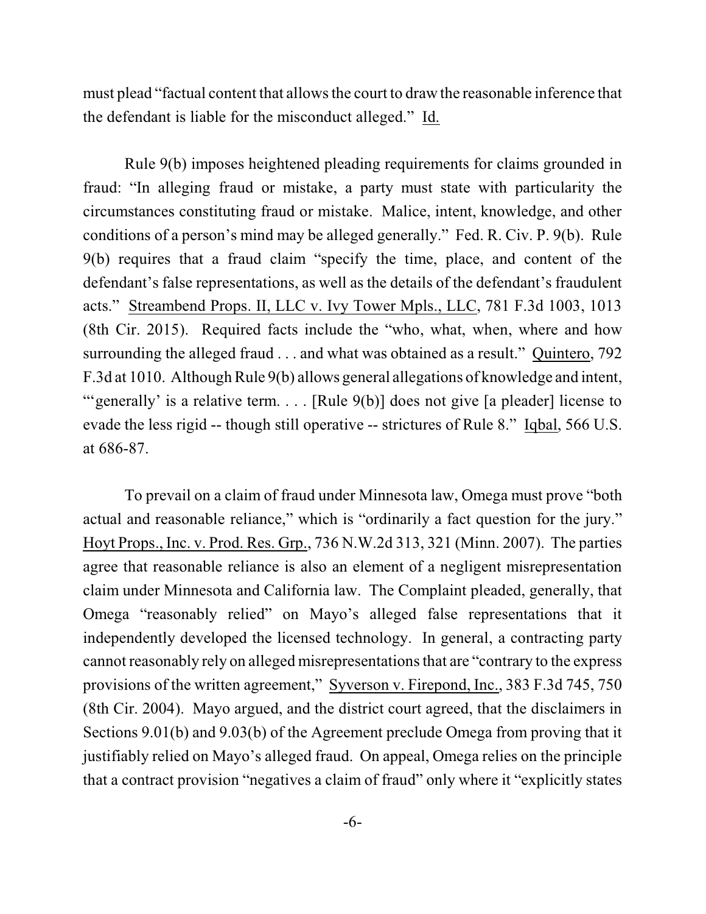must plead "factual content that allows the court to draw the reasonable inference that the defendant is liable for the misconduct alleged." Id.

Rule 9(b) imposes heightened pleading requirements for claims grounded in fraud: "In alleging fraud or mistake, a party must state with particularity the circumstances constituting fraud or mistake. Malice, intent, knowledge, and other conditions of a person's mind may be alleged generally." Fed. R. Civ. P. 9(b). Rule 9(b) requires that a fraud claim "specify the time, place, and content of the defendant's false representations, as well as the details of the defendant's fraudulent acts." Streambend Props. II, LLC v. Ivy Tower Mpls., LLC, 781 F.3d 1003, 1013 (8th Cir. 2015). Required facts include the "who, what, when, where and how surrounding the alleged fraud . . . and what was obtained as a result." Quintero, 792 F.3d at 1010. Although Rule 9(b) allows general allegations of knowledge and intent, "'generally' is a relative term. . . . [Rule 9(b)] does not give [a pleader] license to evade the less rigid -- though still operative -- strictures of Rule 8." Iqbal, 566 U.S. at 686-87.

To prevail on a claim of fraud under Minnesota law, Omega must prove "both actual and reasonable reliance," which is "ordinarily a fact question for the jury." Hoyt Props., Inc. v. Prod. Res. Grp., 736 N.W.2d 313, 321 (Minn. 2007). The parties agree that reasonable reliance is also an element of a negligent misrepresentation claim under Minnesota and California law. The Complaint pleaded, generally, that Omega "reasonably relied" on Mayo's alleged false representations that it independently developed the licensed technology. In general, a contracting party cannot reasonably rely on alleged misrepresentations that are "contrary to the express provisions of the written agreement," Syverson v. Firepond, Inc., 383 F.3d 745, 750 (8th Cir. 2004). Mayo argued, and the district court agreed, that the disclaimers in Sections 9.01(b) and 9.03(b) of the Agreement preclude Omega from proving that it justifiably relied on Mayo's alleged fraud. On appeal, Omega relies on the principle that a contract provision "negatives a claim of fraud" only where it "explicitly states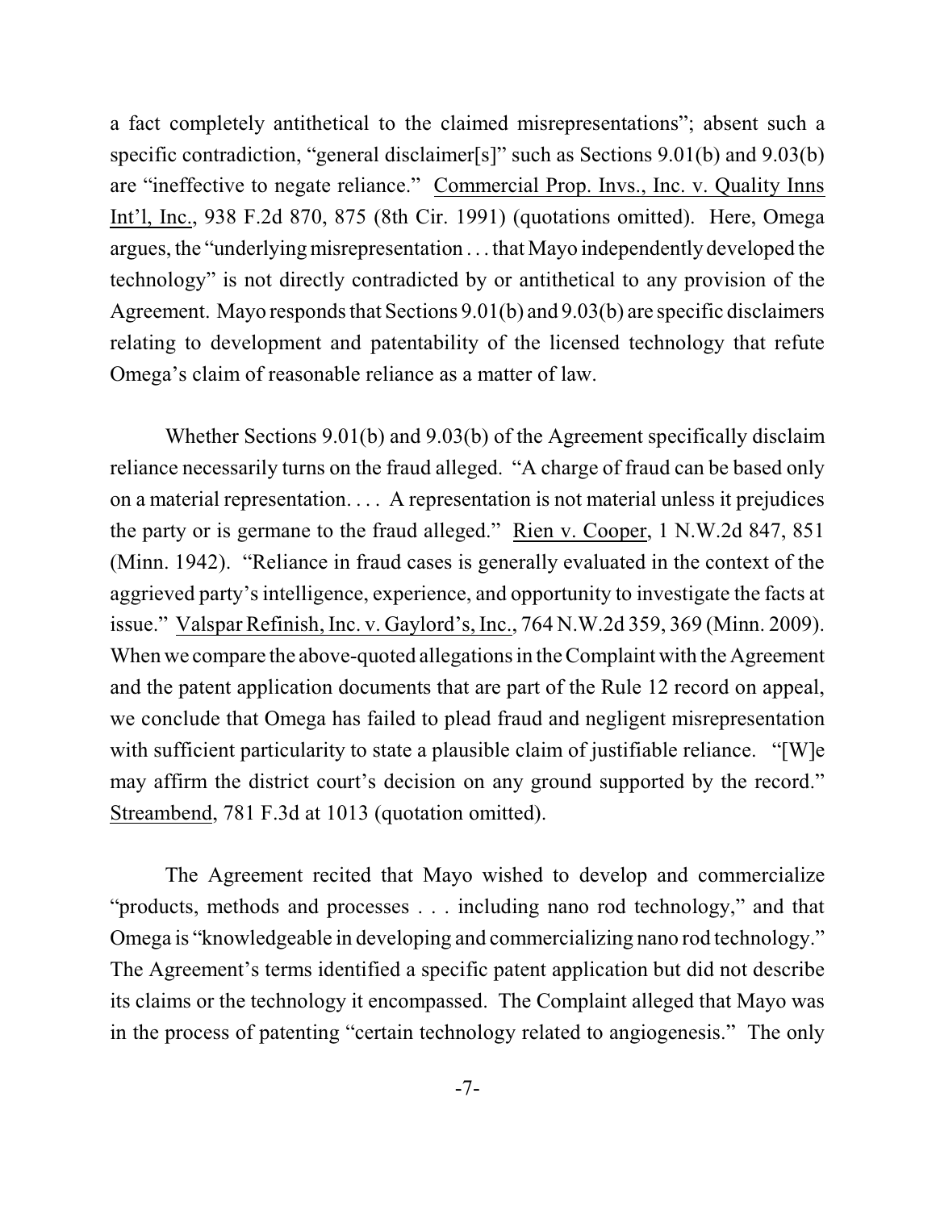a fact completely antithetical to the claimed misrepresentations"; absent such a specific contradiction, "general disclaimer[s]" such as Sections 9.01(b) and 9.03(b) are "ineffective to negate reliance." Commercial Prop. Invs., Inc. v. Quality Inns Int'l, Inc., 938 F.2d 870, 875 (8th Cir. 1991) (quotations omitted). Here, Omega argues, the "underlying misrepresentation . . . that Mayo independently developed the technology" is not directly contradicted by or antithetical to any provision of the Agreement. Mayo responds that Sections 9.01(b) and 9.03(b) are specific disclaimers relating to development and patentability of the licensed technology that refute Omega's claim of reasonable reliance as a matter of law.

Whether Sections 9.01(b) and 9.03(b) of the Agreement specifically disclaim reliance necessarily turns on the fraud alleged. "A charge of fraud can be based only on a material representation. . . . A representation is not material unless it prejudices the party or is germane to the fraud alleged." Rien v. Cooper, 1 N.W.2d 847, 851 (Minn. 1942). "Reliance in fraud cases is generally evaluated in the context of the aggrieved party's intelligence, experience, and opportunity to investigate the facts at issue." Valspar Refinish, Inc. v. Gaylord's, Inc., 764 N.W.2d 359, 369 (Minn. 2009). When we compare the above-quoted allegations in the Complaint with the Agreement and the patent application documents that are part of the Rule 12 record on appeal, we conclude that Omega has failed to plead fraud and negligent misrepresentation with sufficient particularity to state a plausible claim of justifiable reliance. "[W]e may affirm the district court's decision on any ground supported by the record." Streambend, 781 F.3d at 1013 (quotation omitted).

The Agreement recited that Mayo wished to develop and commercialize "products, methods and processes . . . including nano rod technology," and that Omega is "knowledgeable in developing and commercializing nano rod technology." The Agreement's terms identified a specific patent application but did not describe its claims or the technology it encompassed. The Complaint alleged that Mayo was in the process of patenting "certain technology related to angiogenesis." The only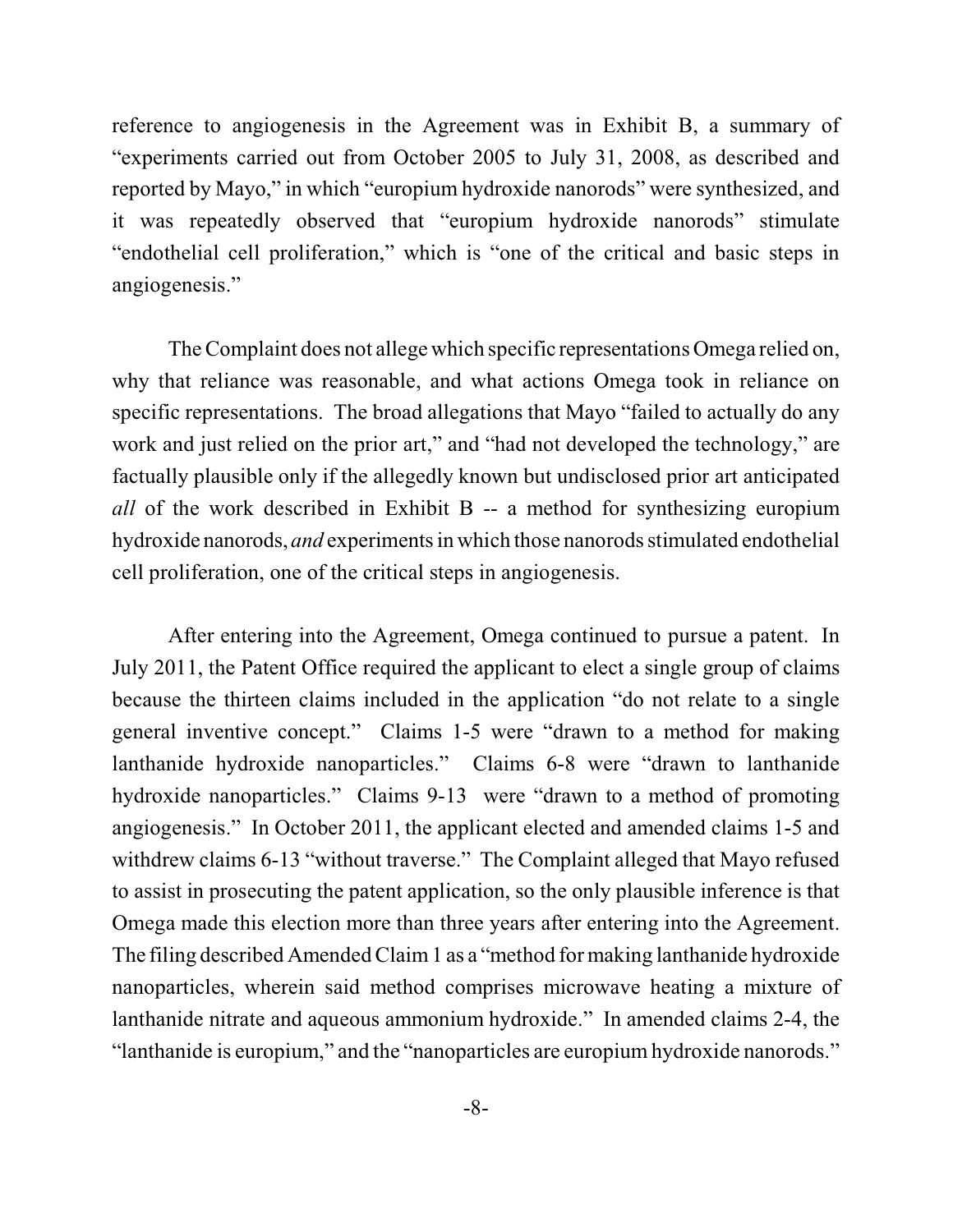reference to angiogenesis in the Agreement was in Exhibit B, a summary of "experiments carried out from October 2005 to July 31, 2008, as described and reported by Mayo," in which "europium hydroxide nanorods" were synthesized, and it was repeatedly observed that "europium hydroxide nanorods" stimulate "endothelial cell proliferation," which is "one of the critical and basic steps in angiogenesis."

The Complaint does not allege which specific representations Omega relied on, why that reliance was reasonable, and what actions Omega took in reliance on specific representations. The broad allegations that Mayo "failed to actually do any work and just relied on the prior art," and "had not developed the technology," are factually plausible only if the allegedly known but undisclosed prior art anticipated *all* of the work described in Exhibit B -- a method for synthesizing europium hydroxide nanorods, *and* experiments in which those nanorods stimulated endothelial cell proliferation, one of the critical steps in angiogenesis.

After entering into the Agreement, Omega continued to pursue a patent. In July 2011, the Patent Office required the applicant to elect a single group of claims because the thirteen claims included in the application "do not relate to a single general inventive concept." Claims 1-5 were "drawn to a method for making lanthanide hydroxide nanoparticles." Claims 6-8 were "drawn to lanthanide hydroxide nanoparticles." Claims 9-13 were "drawn to a method of promoting angiogenesis." In October 2011, the applicant elected and amended claims 1-5 and withdrew claims 6-13 "without traverse." The Complaint alleged that Mayo refused to assist in prosecuting the patent application, so the only plausible inference is that Omega made this election more than three years after entering into the Agreement. The filing described Amended Claim 1 as a "method for making lanthanide hydroxide nanoparticles, wherein said method comprises microwave heating a mixture of lanthanide nitrate and aqueous ammonium hydroxide." In amended claims 2-4, the "lanthanide is europium," and the "nanoparticles are europium hydroxide nanorods."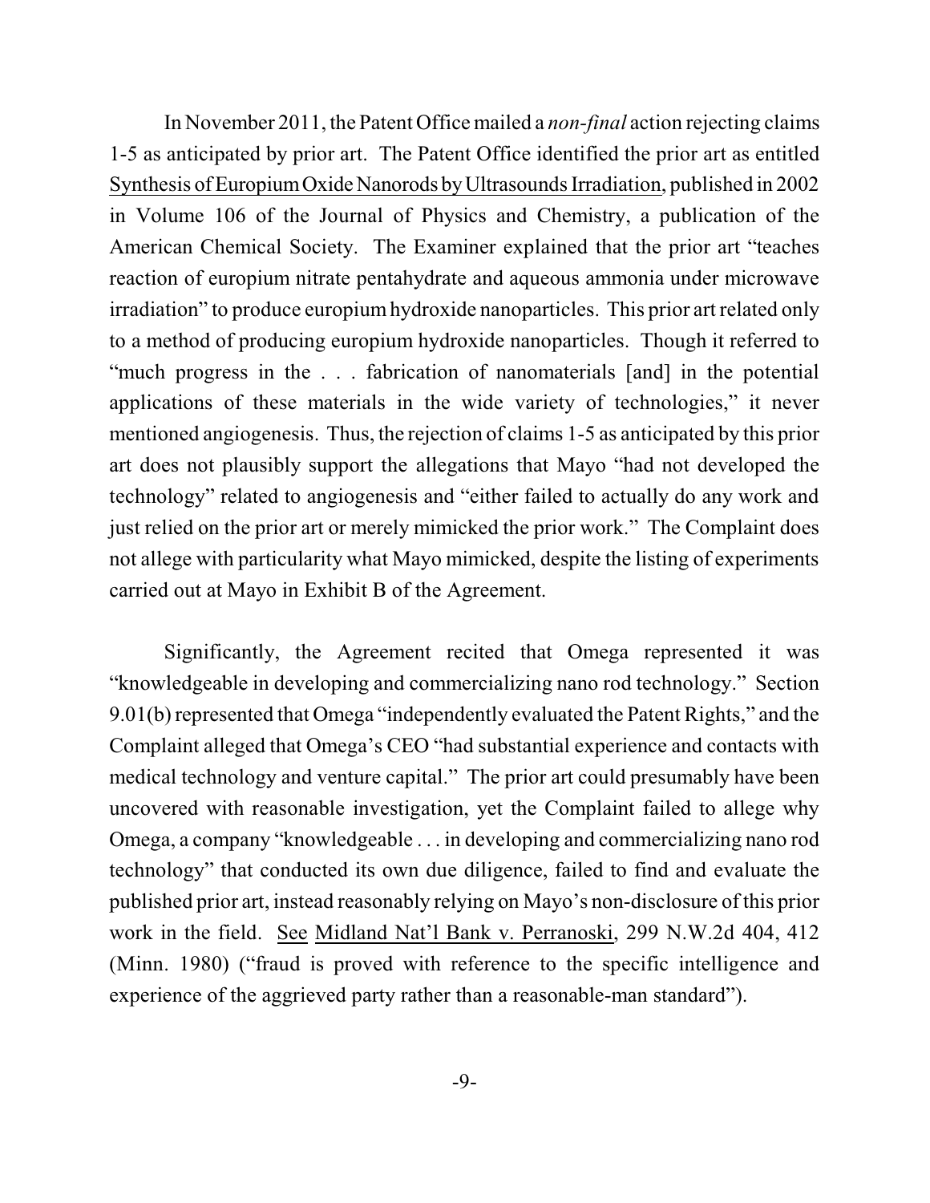In November 2011, the Patent Office mailed a *non-final* action rejecting claims 1-5 as anticipated by prior art. The Patent Office identified the prior art as entitled Synthesis of Europium Oxide Nanorods by Ultrasounds Irradiation, published in 2002 in Volume 106 of the Journal of Physics and Chemistry, a publication of the American Chemical Society. The Examiner explained that the prior art "teaches reaction of europium nitrate pentahydrate and aqueous ammonia under microwave irradiation" to produce europium hydroxide nanoparticles. This prior art related only to a method of producing europium hydroxide nanoparticles. Though it referred to "much progress in the . . . fabrication of nanomaterials [and] in the potential applications of these materials in the wide variety of technologies," it never mentioned angiogenesis. Thus, the rejection of claims 1-5 as anticipated by this prior art does not plausibly support the allegations that Mayo "had not developed the technology" related to angiogenesis and "either failed to actually do any work and just relied on the prior art or merely mimicked the prior work." The Complaint does not allege with particularity what Mayo mimicked, despite the listing of experiments carried out at Mayo in Exhibit B of the Agreement.

Significantly, the Agreement recited that Omega represented it was "knowledgeable in developing and commercializing nano rod technology." Section 9.01(b) represented that Omega "independently evaluated the Patent Rights," and the Complaint alleged that Omega's CEO "had substantial experience and contacts with medical technology and venture capital." The prior art could presumably have been uncovered with reasonable investigation, yet the Complaint failed to allege why Omega, a company "knowledgeable . . . in developing and commercializing nano rod technology" that conducted its own due diligence, failed to find and evaluate the published prior art, instead reasonably relying on Mayo's non-disclosure of this prior work in the field. See Midland Nat'l Bank v. Perranoski, 299 N.W.2d 404, 412 (Minn. 1980) ("fraud is proved with reference to the specific intelligence and experience of the aggrieved party rather than a reasonable-man standard").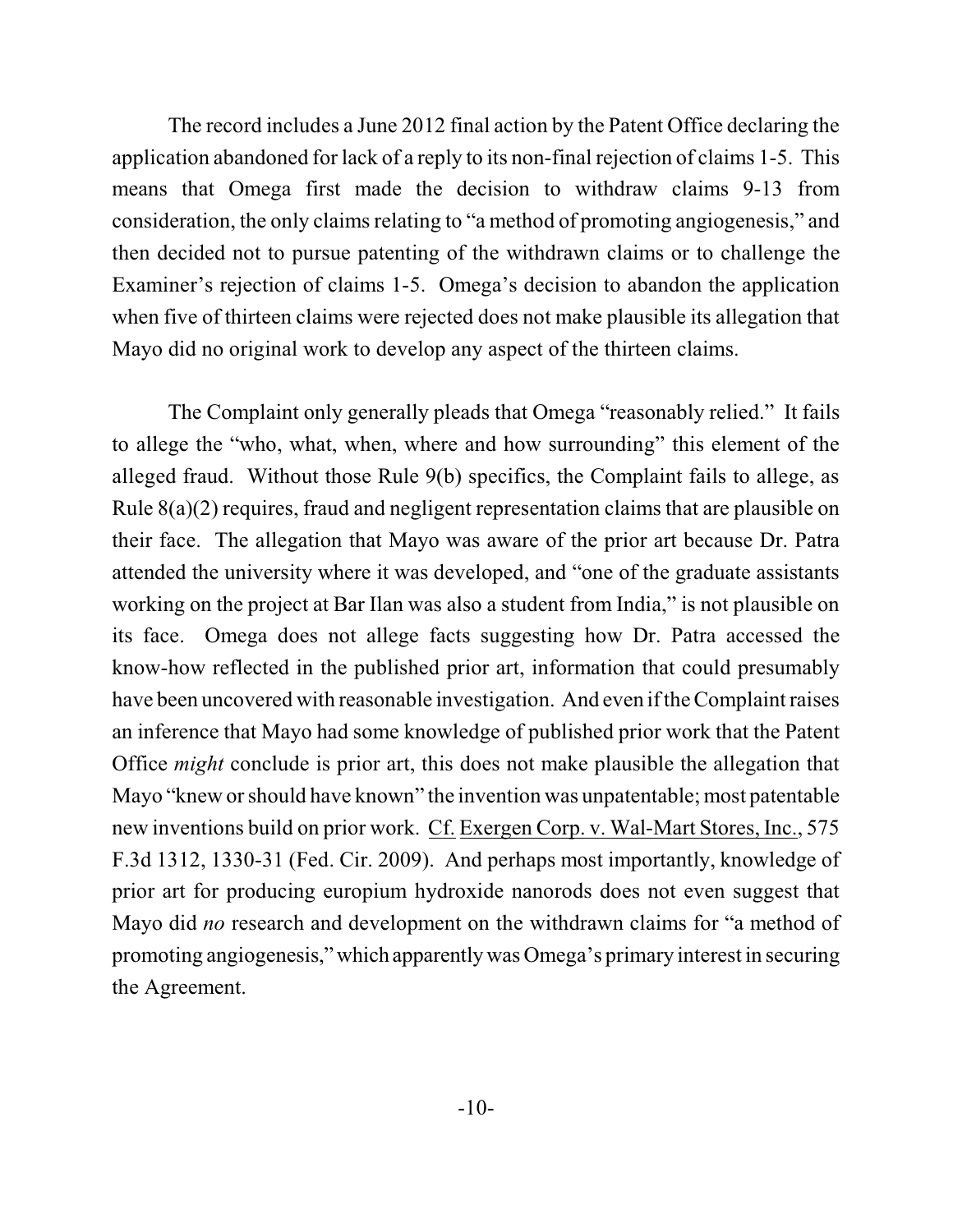The record includes a June 2012 final action by the Patent Office declaring the application abandoned for lack of a reply to its non-final rejection of claims 1-5. This means that Omega first made the decision to withdraw claims 9-13 from consideration, the only claims relating to "a method of promoting angiogenesis," and then decided not to pursue patenting of the withdrawn claims or to challenge the Examiner's rejection of claims 1-5. Omega's decision to abandon the application when five of thirteen claims were rejected does not make plausible its allegation that Mayo did no original work to develop any aspect of the thirteen claims.

The Complaint only generally pleads that Omega "reasonably relied." It fails to allege the "who, what, when, where and how surrounding" this element of the alleged fraud. Without those Rule 9(b) specifics, the Complaint fails to allege, as Rule 8(a)(2) requires, fraud and negligent representation claims that are plausible on their face. The allegation that Mayo was aware of the prior art because Dr. Patra attended the university where it was developed, and "one of the graduate assistants working on the project at Bar Ilan was also a student from India," is not plausible on its face. Omega does not allege facts suggesting how Dr. Patra accessed the know-how reflected in the published prior art, information that could presumably have been uncovered with reasonable investigation. And even if the Complaint raises an inference that Mayo had some knowledge of published prior work that the Patent Office *might* conclude is prior art, this does not make plausible the allegation that Mayo "knew or should have known" the invention was unpatentable; most patentable new inventions build on prior work. Cf. Exergen Corp. v. Wal-Mart Stores, Inc., 575 F.3d 1312, 1330-31 (Fed. Cir. 2009). And perhaps most importantly, knowledge of prior art for producing europium hydroxide nanorods does not even suggest that Mayo did *no* research and development on the withdrawn claims for "a method of promoting angiogenesis," which apparently was Omega's primary interest in securing the Agreement.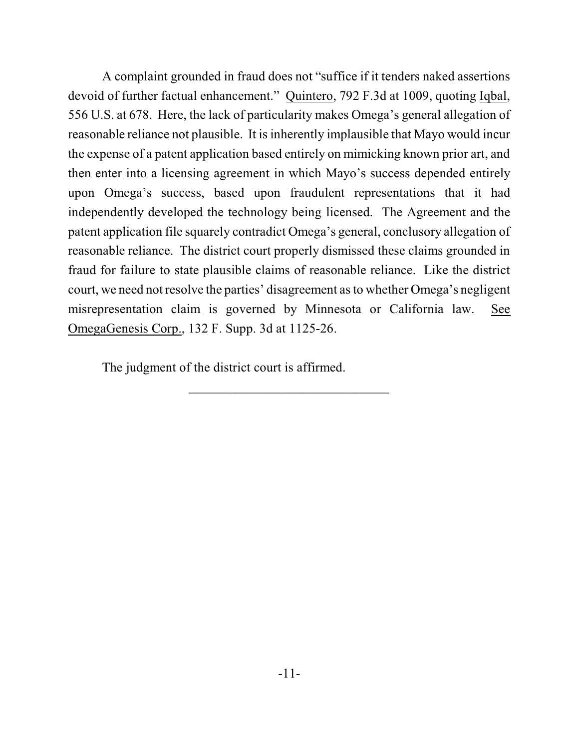A complaint grounded in fraud does not "suffice if it tenders naked assertions devoid of further factual enhancement." Quintero, 792 F.3d at 1009, quoting Iqbal, 556 U.S. at 678. Here, the lack of particularity makes Omega's general allegation of reasonable reliance not plausible. It is inherently implausible that Mayo would incur the expense of a patent application based entirely on mimicking known prior art, and then enter into a licensing agreement in which Mayo's success depended entirely upon Omega's success, based upon fraudulent representations that it had independently developed the technology being licensed. The Agreement and the patent application file squarely contradict Omega's general, conclusory allegation of reasonable reliance. The district court properly dismissed these claims grounded in fraud for failure to state plausible claims of reasonable reliance. Like the district court, we need not resolve the parties' disagreement as to whether Omega's negligent misrepresentation claim is governed by Minnesota or California law. See OmegaGenesis Corp., 132 F. Supp. 3d at 1125-26.

The judgment of the district court is affirmed.

______________________________